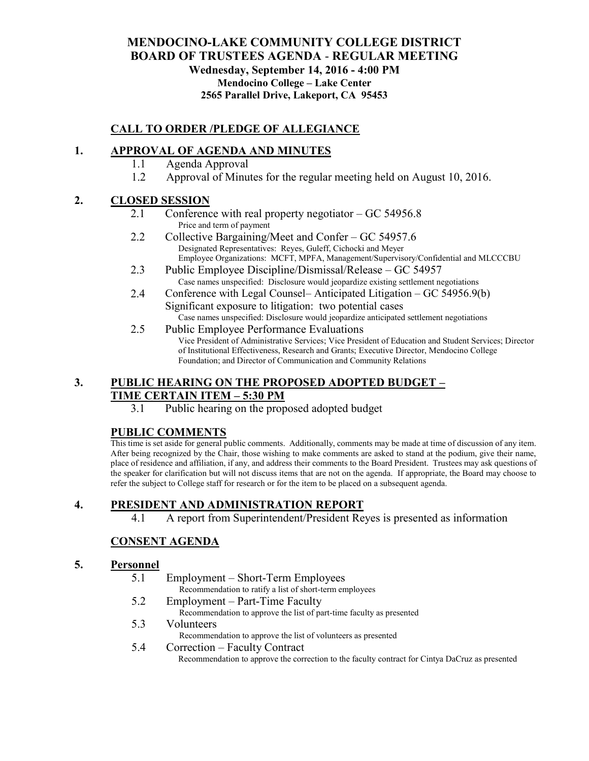# MENDOCINO-LAKE COMMUNITY COLLEGE DISTRICT
# BOARD OF TRUSTEES AGENDA - REGULAR MEETING

**Wednesday, September 14, 2016 - 4:00 PM**
**Mendocino College – Lake Center**
**2565 Parallel Drive, Lakeport, CA 95453**

## CALL TO ORDER /PLEDGE OF ALLEGIANCE

## 1. APPROVAL OF AGENDA AND MINUTES

1.1 Agenda Approval

1.2 Approval of Minutes for the regular meeting held on August 10, 2016.

## 2. CLOSED SESSION

2.1 Conference with real property negotiator – GC 54956.8
Price and term of payment

2.2 Collective Bargaining/Meet and Confer – GC 54957.6
Designated Representatives: Reyes, Guleff, Cichocki and Meyer
Employee Organizations: MCFT, MPFA, Management/Supervisory/Confidential and MLCCCBU

2.3 Public Employee Discipline/Dismissal/Release – GC 54957
Case names unspecified: Disclosure would jeopardize existing settlement negotiations

2.4 Conference with Legal Counsel– Anticipated Litigation – GC 54956.9(b)
Significant exposure to litigation: two potential cases
Case names unspecified: Disclosure would jeopardize anticipated settlement negotiations

2.5 Public Employee Performance Evaluations
Vice President of Administrative Services; Vice President of Education and Student Services; Director of Institutional Effectiveness, Research and Grants; Executive Director, Mendocino College Foundation; and Director of Communication and Community Relations

## 3. PUBLIC HEARING ON THE PROPOSED ADOPTED BUDGET – TIME CERTAIN ITEM – 5:30 PM

3.1 Public hearing on the proposed adopted budget

## PUBLIC COMMENTS

This time is set aside for general public comments. Additionally, comments may be made at time of discussion of any item. After being recognized by the Chair, those wishing to make comments are asked to stand at the podium, give their name, place of residence and affiliation, if any, and address their comments to the Board President. Trustees may ask questions of the speaker for clarification but will not discuss items that are not on the agenda. If appropriate, the Board may choose to refer the subject to College staff for research or for the item to be placed on a subsequent agenda.

## 4. PRESIDENT AND ADMINISTRATION REPORT

4.1 A report from Superintendent/President Reyes is presented as information

## CONSENT AGENDA

## 5. Personnel

5.1 Employment – Short-Term Employees
Recommendation to ratify a list of short-term employees

5.2 Employment – Part-Time Faculty
Recommendation to approve the list of part-time faculty as presented

5.3 Volunteers
Recommendation to approve the list of volunteers as presented

5.4 Correction – Faculty Contract
Recommendation to approve the correction to the faculty contract for Cintya DaCruz as presented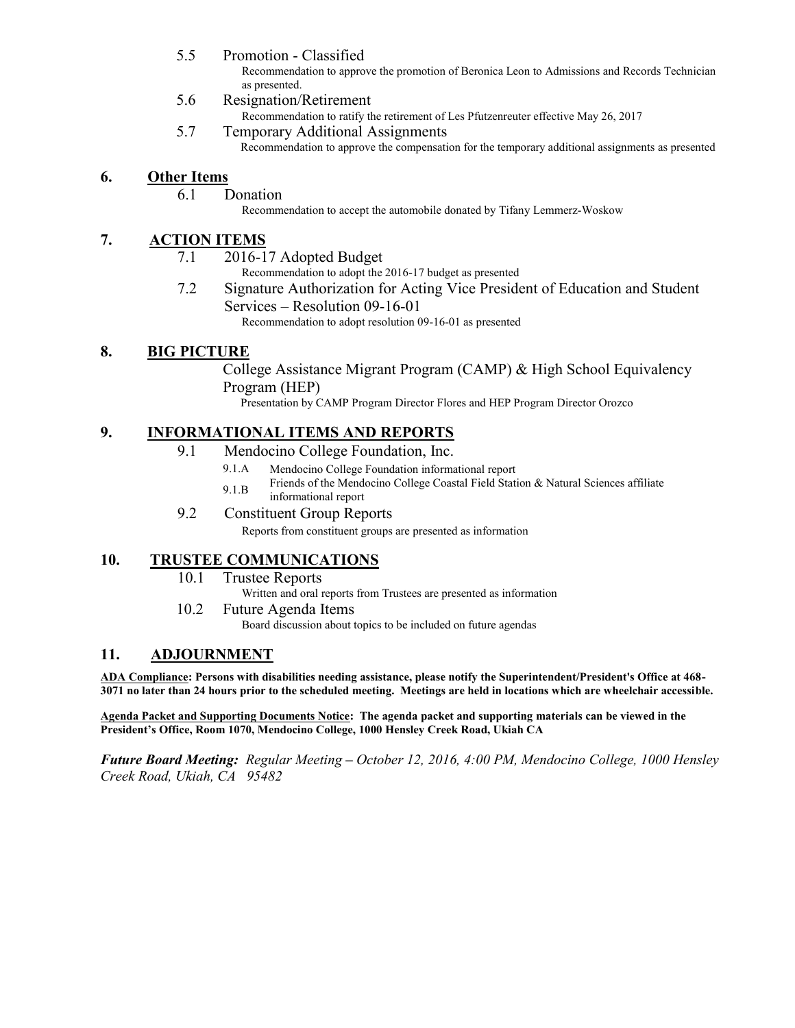5.5 Promotion - Classified

Recommendation to approve the promotion of Beronica Leon to Admissions and Records Technician as presented.

5.6 Resignation/Retirement

Recommendation to ratify the retirement of Les Pfutzenreuter effective May 26, 2017

5.7 Temporary Additional Assignments

Recommendation to approve the compensation for the temporary additional assignments as presented

## 6. Other Items

6.1 Donation

Recommendation to accept the automobile donated by Tifany Lemmerz-Woskow

## 7. ACTION ITEMS

7.1 2016-17 Adopted Budget

Recommendation to adopt the 2016-17 budget as presented

7.2 Signature Authorization for Acting Vice President of Education and Student Services – Resolution 09-16-01

Recommendation to adopt resolution 09-16-01 as presented

## 8. BIG PICTURE

College Assistance Migrant Program (CAMP) & High School Equivalency Program (HEP)

Presentation by CAMP Program Director Flores and HEP Program Director Orozco

## 9. INFORMATIONAL ITEMS AND REPORTS

9.1 Mendocino College Foundation, Inc.

9.1.A Mendocino College Foundation informational report

9.1.B Friends of the Mendocino College Coastal Field Station & Natural Sciences affiliate informational report

9.2 Constituent Group Reports

Reports from constituent groups are presented as information

## 10. TRUSTEE COMMUNICATIONS

10.1 Trustee Reports

Written and oral reports from Trustees are presented as information

10.2 Future Agenda Items

Board discussion about topics to be included on future agendas

## 11. ADJOURNMENT

**ADA Compliance: Persons with disabilities needing assistance, please notify the Superintendent/President's Office at 468-3071 no later than 24 hours prior to the scheduled meeting. Meetings are held in locations which are wheelchair accessible.**

**Agenda Packet and Supporting Documents Notice: The agenda packet and supporting materials can be viewed in the President's Office, Room 1070, Mendocino College, 1000 Hensley Creek Road, Ukiah CA**

***Future Board Meeting:*** *Regular Meeting – October 12, 2016, 4:00 PM, Mendocino College, 1000 Hensley Creek Road, Ukiah, CA 95482*